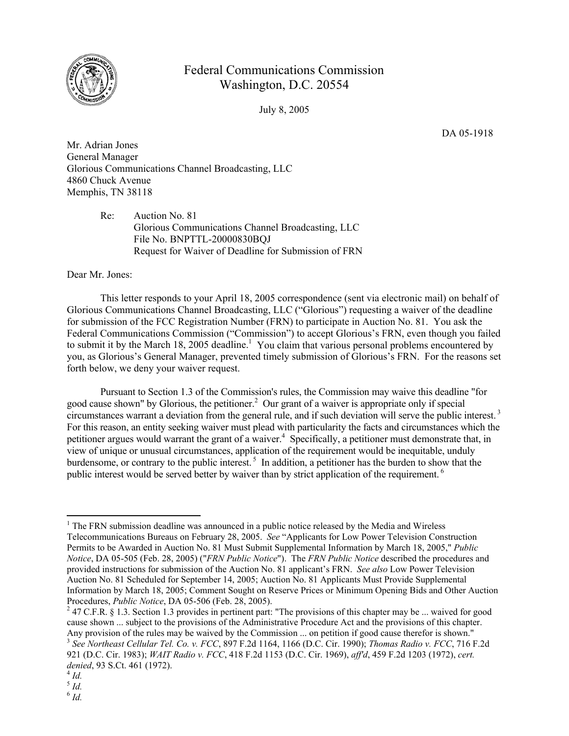Federal Communications Commission
Washington, D.C. 20554

July 8, 2005

DA 05-1918

Mr. Adrian Jones
General Manager
Glorious Communications Channel Broadcasting, LLC
4860 Chuck Avenue
Memphis, TN 38118

Re: Auction No. 81
Glorious Communications Channel Broadcasting, LLC
File No. BNPTTL-20000830BQJ
Request for Waiver of Deadline for Submission of FRN

Dear Mr. Jones:

This letter responds to your April 18, 2005 correspondence (sent via electronic mail) on behalf of Glorious Communications Channel Broadcasting, LLC ("Glorious") requesting a waiver of the deadline for submission of the FCC Registration Number (FRN) to participate in Auction No. 81. You ask the Federal Communications Commission ("Commission") to accept Glorious's FRN, even though you failed to submit it by the March 18, 2005 deadline.[1] You claim that various personal problems encountered by you, as Glorious's General Manager, prevented timely submission of Glorious's FRN. For the reasons set forth below, we deny your waiver request.

Pursuant to Section 1.3 of the Commission's rules, the Commission may waive this deadline "for good cause shown" by Glorious, the petitioner.[2] Our grant of a waiver is appropriate only if special circumstances warrant a deviation from the general rule, and if such deviation will serve the public interest.[3] For this reason, an entity seeking waiver must plead with particularity the facts and circumstances which the petitioner argues would warrant the grant of a waiver.[4] Specifically, a petitioner must demonstrate that, in view of unique or unusual circumstances, application of the requirement would be inequitable, unduly burdensome, or contrary to the public interest.[5] In addition, a petitioner has the burden to show that the public interest would be served better by waiver than by strict application of the requirement.[6]

---

[1] The FRN submission deadline was announced in a public notice released by the Media and Wireless Telecommunications Bureaus on February 28, 2005. *See* "Applicants for Low Power Television Construction Permits to be Awarded in Auction No. 81 Must Submit Supplemental Information by March 18, 2005," *Public Notice*, DA 05-505 (Feb. 28, 2005) ("*FRN Public Notice*"). The *FRN Public Notice* described the procedures and provided instructions for submission of the Auction No. 81 applicant's FRN. *See also* Low Power Television Auction No. 81 Scheduled for September 14, 2005; Auction No. 81 Applicants Must Provide Supplemental Information by March 18, 2005; Comment Sought on Reserve Prices or Minimum Opening Bids and Other Auction Procedures, *Public Notice*, DA 05-506 (Feb. 28, 2005).

[2] 47 C.F.R. § 1.3. Section 1.3 provides in pertinent part: "The provisions of this chapter may be ... waived for good cause shown ... subject to the provisions of the Administrative Procedure Act and the provisions of this chapter. Any provision of the rules may be waived by the Commission ... on petition if good cause therefor is shown."

[3] *See Northeast Cellular Tel. Co. v. FCC*, 897 F.2d 1164, 1166 (D.C. Cir. 1990); *Thomas Radio v. FCC*, 716 F.2d 921 (D.C. Cir. 1983); *WAIT Radio v. FCC*, 418 F.2d 1153 (D.C. Cir. 1969), *aff'd*, 459 F.2d 1203 (1972), *cert. denied*, 93 S.Ct. 461 (1972).

[4] *Id.*

[5] *Id.*

[6] *Id.*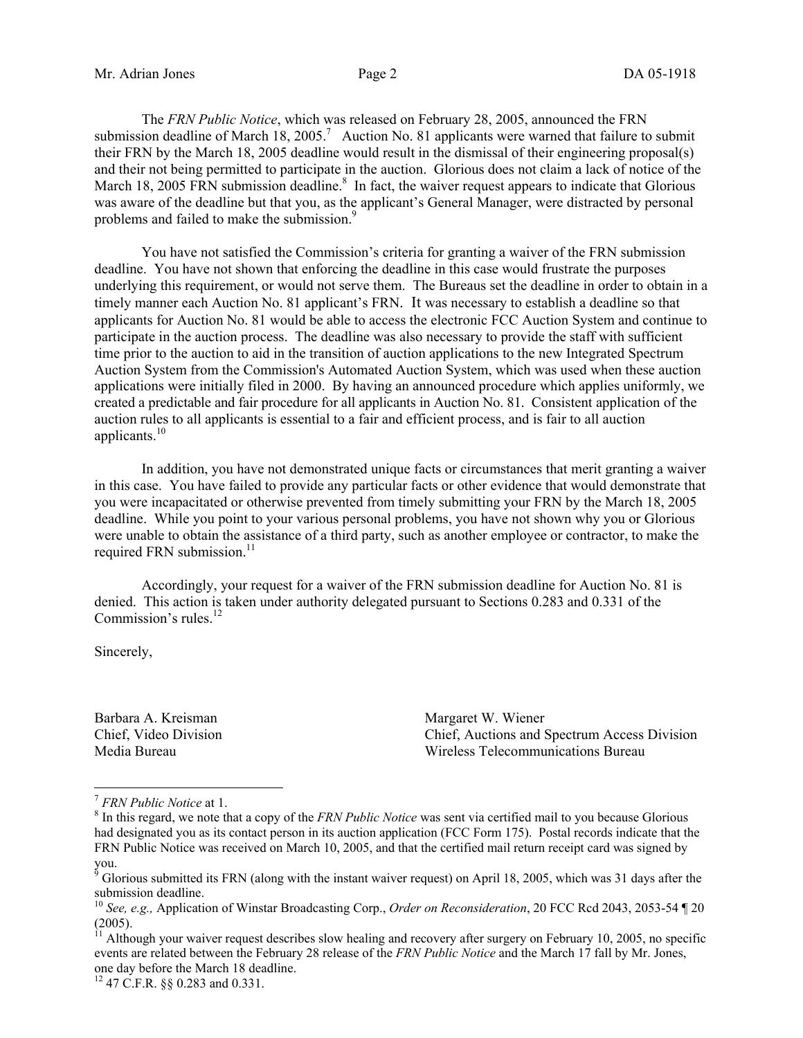The *FRN Public Notice*, which was released on February 28, 2005, announced the FRN submission deadline of March 18, 2005.[7] Auction No. 81 applicants were warned that failure to submit their FRN by the March 18, 2005 deadline would result in the dismissal of their engineering proposal(s) and their not being permitted to participate in the auction. Glorious does not claim a lack of notice of the March 18, 2005 FRN submission deadline.[8] In fact, the waiver request appears to indicate that Glorious was aware of the deadline but that you, as the applicant's General Manager, were distracted by personal problems and failed to make the submission.[9]

You have not satisfied the Commission's criteria for granting a waiver of the FRN submission deadline. You have not shown that enforcing the deadline in this case would frustrate the purposes underlying this requirement, or would not serve them. The Bureaus set the deadline in order to obtain in a timely manner each Auction No. 81 applicant's FRN. It was necessary to establish a deadline so that applicants for Auction No. 81 would be able to access the electronic FCC Auction System and continue to participate in the auction process. The deadline was also necessary to provide the staff with sufficient time prior to the auction to aid in the transition of auction applications to the new Integrated Spectrum Auction System from the Commission's Automated Auction System, which was used when these auction applications were initially filed in 2000. By having an announced procedure which applies uniformly, we created a predictable and fair procedure for all applicants in Auction No. 81. Consistent application of the auction rules to all applicants is essential to a fair and efficient process, and is fair to all auction applicants.[10]

In addition, you have not demonstrated unique facts or circumstances that merit granting a waiver in this case. You have failed to provide any particular facts or other evidence that would demonstrate that you were incapacitated or otherwise prevented from timely submitting your FRN by the March 18, 2005 deadline. While you point to your various personal problems, you have not shown why you or Glorious were unable to obtain the assistance of a third party, such as another employee or contractor, to make the required FRN submission.[11]

Accordingly, your request for a waiver of the FRN submission deadline for Auction No. 81 is denied. This action is taken under authority delegated pursuant to Sections 0.283 and 0.331 of the Commission's rules.[12]

Sincerely,

Barbara A. Kreisman
Chief, Video Division
Media Bureau

Margaret W. Wiener
Chief, Auctions and Spectrum Access Division
Wireless Telecommunications Bureau

---

[7] *FRN Public Notice* at 1.

[8] In this regard, we note that a copy of the *FRN Public Notice* was sent via certified mail to you because Glorious had designated you as its contact person in its auction application (FCC Form 175). Postal records indicate that the FRN Public Notice was received on March 10, 2005, and that the certified mail return receipt card was signed by you.

[9] Glorious submitted its FRN (along with the instant waiver request) on April 18, 2005, which was 31 days after the submission deadline.

[10] *See, e.g.,* Application of Winstar Broadcasting Corp., *Order on Reconsideration*, 20 FCC Rcd 2043, 2053-54 ¶ 20 (2005).

[11] Although your waiver request describes slow healing and recovery after surgery on February 10, 2005, no specific events are related between the February 28 release of the *FRN Public Notice* and the March 17 fall by Mr. Jones, one day before the March 18 deadline.

[12] 47 C.F.R. §§ 0.283 and 0.331.